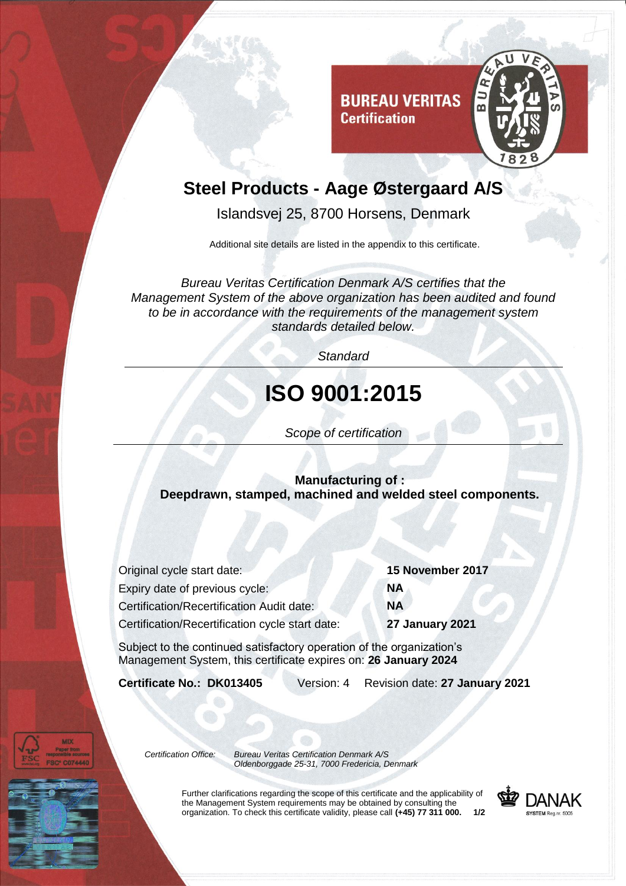**BUREAU VERITAS**
**Certification**

# Steel Products - Aage Østergaard A/S

Islandsvej 25, 8700 Horsens, Denmark

Additional site details are listed in the appendix to this certificate.

*Bureau Veritas Certification Denmark A/S certifies that the Management System of the above organization has been audited and found to be in accordance with the requirements of the management system standards detailed below.*

*Standard*

# ISO 9001:2015

*Scope of certification*

**Manufacturing of :**
**Deepdrawn, stamped, machined and welded steel components.**

| | |
|---|---|
| Original cycle start date: | **15 November 2017** |
| Expiry date of previous cycle: | **NA** |
| Certification/Recertification Audit date: | **NA** |
| Certification/Recertification cycle start date: | **27 January 2021** |

Subject to the continued satisfactory operation of the organization's Management System, this certificate expires on: **26 January 2024**

**Certificate No.: DK013405** Version: 4 Revision date: **27 January 2021**

*Certification Office:* *Bureau Veritas Certification Denmark A/S*
*Oldenborggade 25-31, 7000 Fredericia, Denmark*

Further clarifications regarding the scope of this certificate and the applicability of the Management System requirements may be obtained by consulting the organization. To check this certificate validity, please call **(+45) 77 311 000.**

DANAK SYSTEM Reg.nr. 5005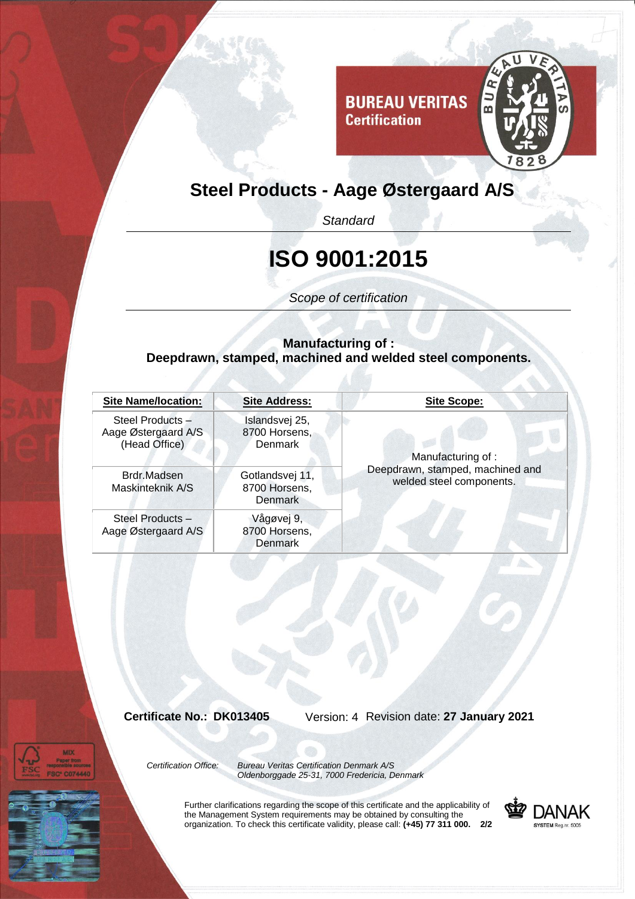BUREAU VERITAS
Certification

# Steel Products - Aage Østergaard A/S

*Standard*

# ISO 9001:2015

*Scope of certification*

**Manufacturing of :**
**Deepdrawn, stamped, machined and welded steel components.**

| Site Name/location: | Site Address: | Site Scope: |
|---|---|---|
| Steel Products – Aage Østergaard A/S (Head Office) | Islandsvej 25, 8700 Horsens, Denmark | Manufacturing of : Deepdrawn, stamped, machined and welded steel components. |
| Brdr.Madsen Maskinteknik A/S | Gotlandsvej 11, 8700 Horsens, Denmark | |
| Steel Products – Aage Østergaard A/S | Vågøvej 9, 8700 Horsens, Denmark | |

**Certificate No.: DK013405** Version: 4 Revision date: **27 January 2021**

*Certification Office:* *Bureau Veritas Certification Denmark A/S*
*Oldenborggade 25-31, 7000 Fredericia, Denmark*

Further clarifications regarding the scope of this certificate and the applicability of the Management System requirements may be obtained by consulting the organization. To check this certificate validity, please call: **(+45) 77 311 000.**

DANAK SYSTEM Reg.nr. 5005